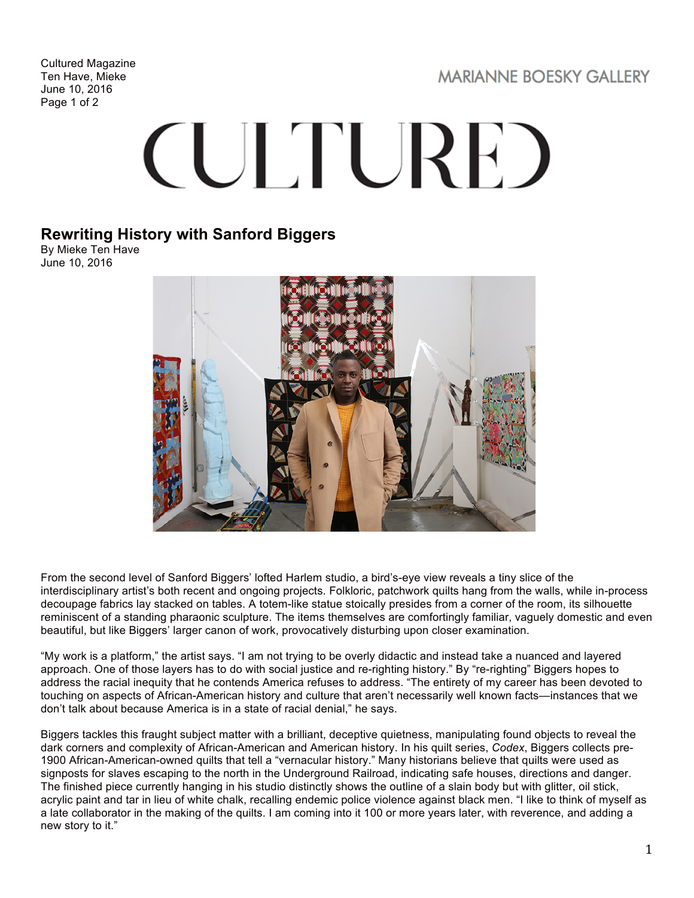# Rewriting History with Sanford Biggers

By Mieke Ten Have
June 10, 2016

From the second level of Sanford Biggers' lofted Harlem studio, a bird's-eye view reveals a tiny slice of the interdisciplinary artist's both recent and ongoing projects. Folkloric, patchwork quilts hang from the walls, while in-process decoupage fabrics lay stacked on tables. A totem-like statue stoically presides from a corner of the room, its silhouette reminiscent of a standing pharaonic sculpture. The items themselves are comfortingly familiar, vaguely domestic and even beautiful, but like Biggers' larger canon of work, provocatively disturbing upon closer examination.

"My work is a platform," the artist says. "I am not trying to be overly didactic and instead take a nuanced and layered approach. One of those layers has to do with social justice and re-righting history." By "re-righting" Biggers hopes to address the racial inequity that he contends America refuses to address. "The entirety of my career has been devoted to touching on aspects of African-American history and culture that aren't necessarily well known facts—instances that we don't talk about because America is in a state of racial denial," he says.

Biggers tackles this fraught subject matter with a brilliant, deceptive quietness, manipulating found objects to reveal the dark corners and complexity of African-American and American history. In his quilt series, *Codex*, Biggers collects pre-1900 African-American-owned quilts that tell a "vernacular history." Many historians believe that quilts were used as signposts for slaves escaping to the north in the Underground Railroad, indicating safe houses, directions and danger. The finished piece currently hanging in his studio distinctly shows the outline of a slain body but with glitter, oil stick, acrylic paint and tar in lieu of white chalk, recalling endemic police violence against black men. "I like to think of myself as a late collaborator in the making of the quilts. I am coming into it 100 or more years later, with reverence, and adding a new story to it."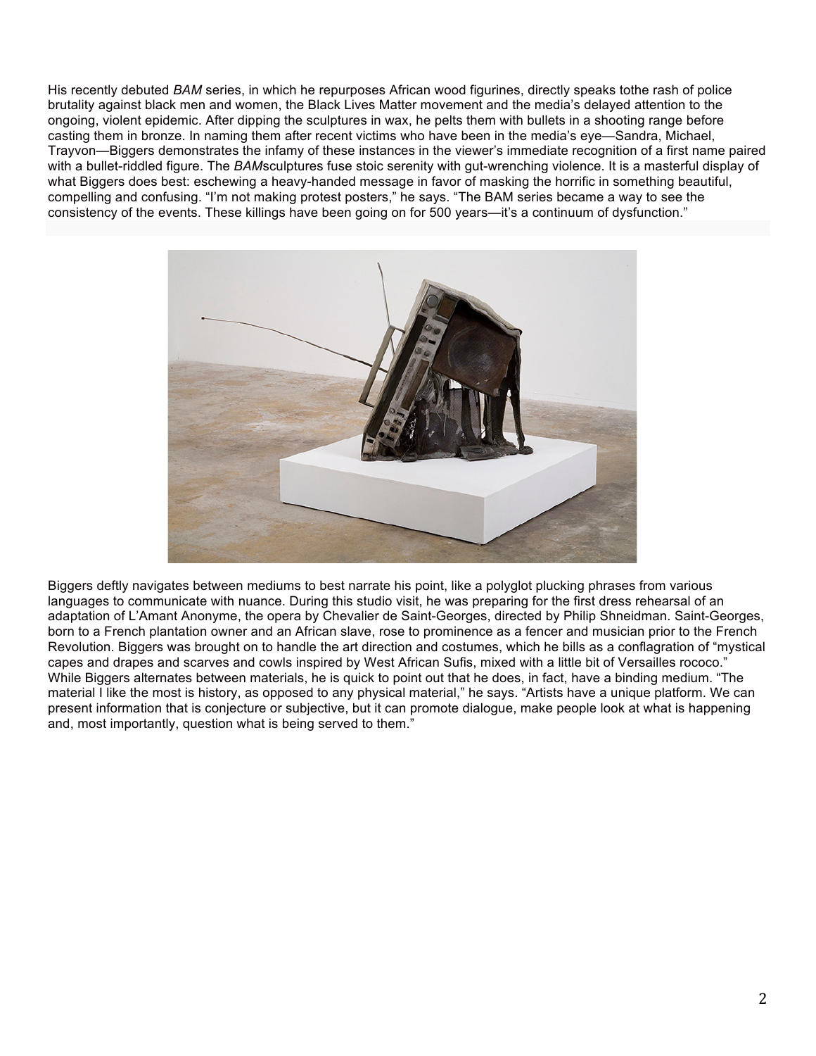His recently debuted *BAM* series, in which he repurposes African wood figurines, directly speaks tothe rash of police brutality against black men and women, the Black Lives Matter movement and the media's delayed attention to the ongoing, violent epidemic. After dipping the sculptures in wax, he pelts them with bullets in a shooting range before casting them in bronze. In naming them after recent victims who have been in the media's eye—Sandra, Michael, Trayvon—Biggers demonstrates the infamy of these instances in the viewer's immediate recognition of a first name paired with a bullet-riddled figure. The *BAM*sculptures fuse stoic serenity with gut-wrenching violence. It is a masterful display of what Biggers does best: eschewing a heavy-handed message in favor of masking the horrific in something beautiful, compelling and confusing. "I'm not making protest posters," he says. "The BAM series became a way to see the consistency of the events. These killings have been going on for 500 years—it's a continuum of dysfunction."

Biggers deftly navigates between mediums to best narrate his point, like a polyglot plucking phrases from various languages to communicate with nuance. During this studio visit, he was preparing for the first dress rehearsal of an adaptation of L'Amant Anonyme, the opera by Chevalier de Saint-Georges, directed by Philip Shneidman. Saint-Georges, born to a French plantation owner and an African slave, rose to prominence as a fencer and musician prior to the French Revolution. Biggers was brought on to handle the art direction and costumes, which he bills as a conflagration of "mystical capes and drapes and scarves and cowls inspired by West African Sufis, mixed with a little bit of Versailles rococo." While Biggers alternates between materials, he is quick to point out that he does, in fact, have a binding medium. "The material I like the most is history, as opposed to any physical material," he says. "Artists have a unique platform. We can present information that is conjecture or subjective, but it can promote dialogue, make people look at what is happening and, most importantly, question what is being served to them."